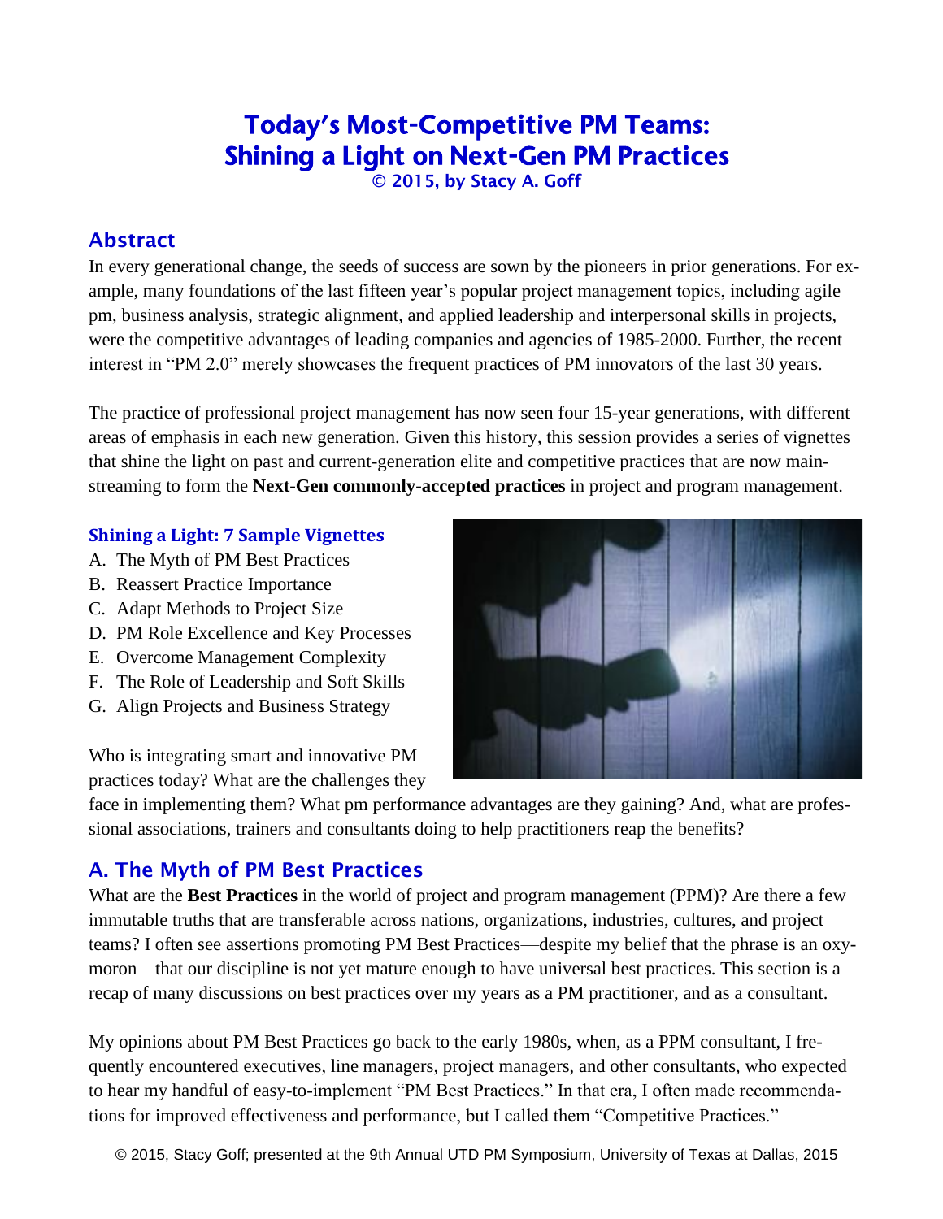# Today's Most-Competitive PM Teams: Shining a Light on Next-Gen PM Practices

© 2015, by Stacy A. Goff

## Abstract

In every generational change, the seeds of success are sown by the pioneers in prior generations. For example, many foundations of the last fifteen year's popular project management topics, including agile pm, business analysis, strategic alignment, and applied leadership and interpersonal skills in projects, were the competitive advantages of leading companies and agencies of 1985-2000. Further, the recent interest in "PM 2.0" merely showcases the frequent practices of PM innovators of the last 30 years.

The practice of professional project management has now seen four 15-year generations, with different areas of emphasis in each new generation. Given this history, this session provides a series of vignettes that shine the light on past and current-generation elite and competitive practices that are now mainstreaming to form the **Next-Gen commonly-accepted practices** in project and program management.

### Shining a Light: 7 Sample Vignettes

A. The Myth of PM Best Practices
B. Reassert Practice Importance
C. Adapt Methods to Project Size
D. PM Role Excellence and Key Processes
E. Overcome Management Complexity
F. The Role of Leadership and Soft Skills
G. Align Projects and Business Strategy

Who is integrating smart and innovative PM practices today? What are the challenges they face in implementing them? What pm performance advantages are they gaining? And, what are professional associations, trainers and consultants doing to help practitioners reap the benefits?

## A. The Myth of PM Best Practices

What are the **Best Practices** in the world of project and program management (PPM)? Are there a few immutable truths that are transferable across nations, organizations, industries, cultures, and project teams? I often see assertions promoting PM Best Practices—despite my belief that the phrase is an oxymoron—that our discipline is not yet mature enough to have universal best practices. This section is a recap of many discussions on best practices over my years as a PM practitioner, and as a consultant.

My opinions about PM Best Practices go back to the early 1980s, when, as a PPM consultant, I frequently encountered executives, line managers, project managers, and other consultants, who expected to hear my handful of easy-to-implement "PM Best Practices." In that era, I often made recommendations for improved effectiveness and performance, but I called them "Competitive Practices."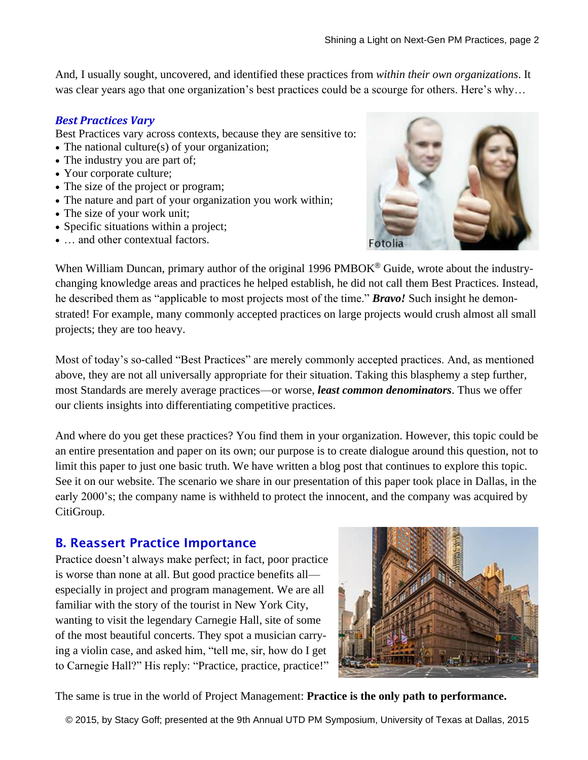And, I usually sought, uncovered, and identified these practices from *within their own organizations*. It was clear years ago that one organization's best practices could be a scourge for others. Here's why…

### ***Best Practices Vary***

Best Practices vary across contexts, because they are sensitive to:

- The national culture(s) of your organization;
- The industry you are part of;
- Your corporate culture;
- The size of the project or program;
- The nature and part of your organization you work within;
- The size of your work unit;
- Specific situations within a project;
- … and other contextual factors.

When William Duncan, primary author of the original 1996 PMBOK® Guide, wrote about the industry-changing knowledge areas and practices he helped establish, he did not call them Best Practices. Instead, he described them as "applicable to most projects most of the time." ***Bravo!*** Such insight he demonstrated! For example, many commonly accepted practices on large projects would crush almost all small projects; they are too heavy.

Most of today's so-called "Best Practices" are merely commonly accepted practices. And, as mentioned above, they are not all universally appropriate for their situation. Taking this blasphemy a step further, most Standards are merely average practices—or worse, ***least common denominators***. Thus we offer our clients insights into differentiating competitive practices.

And where do you get these practices? You find them in your organization. However, this topic could be an entire presentation and paper on its own; our purpose is to create dialogue around this question, not to limit this paper to just one basic truth. We have written a blog post that continues to explore this topic. See it on our website. The scenario we share in our presentation of this paper took place in Dallas, in the early 2000's; the company name is withheld to protect the innocent, and the company was acquired by CitiGroup.

## B. Reassert Practice Importance

Practice doesn't always make perfect; in fact, poor practice is worse than none at all. But good practice benefits all—especially in project and program management. We are all familiar with the story of the tourist in New York City, wanting to visit the legendary Carnegie Hall, site of some of the most beautiful concerts. They spot a musician carrying a violin case, and asked him, "tell me, sir, how do I get to Carnegie Hall?" His reply: "Practice, practice, practice!"

The same is true in the world of Project Management: **Practice is the only path to performance.**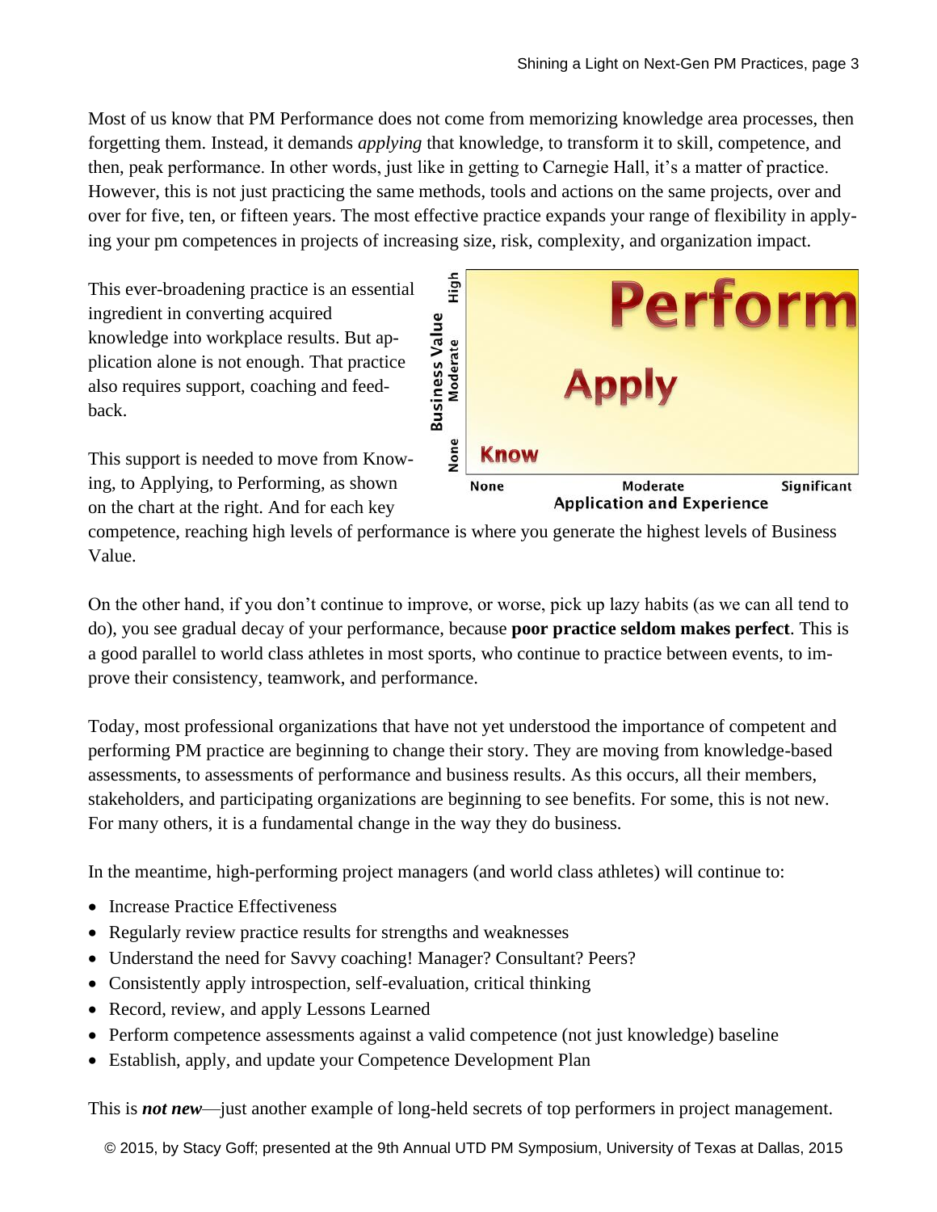Most of us know that PM Performance does not come from memorizing knowledge area processes, then forgetting them. Instead, it demands *applying* that knowledge, to transform it to skill, competence, and then, peak performance. In other words, just like in getting to Carnegie Hall, it's a matter of practice. However, this is not just practicing the same methods, tools and actions on the same projects, over and over for five, ten, or fifteen years. The most effective practice expands your range of flexibility in applying your pm competences in projects of increasing size, risk, complexity, and organization impact.

This ever-broadening practice is an essential ingredient in converting acquired knowledge into workplace results. But application alone is not enough. That practice also requires support, coaching and feedback.

This support is needed to move from Knowing, to Applying, to Performing, as shown on the chart at the right. And for each key competence, reaching high levels of performance is where you generate the highest levels of Business Value.

On the other hand, if you don't continue to improve, or worse, pick up lazy habits (as we can all tend to do), you see gradual decay of your performance, because **poor practice seldom makes perfect**. This is a good parallel to world class athletes in most sports, who continue to practice between events, to improve their consistency, teamwork, and performance.

Today, most professional organizations that have not yet understood the importance of competent and performing PM practice are beginning to change their story. They are moving from knowledge-based assessments, to assessments of performance and business results. As this occurs, all their members, stakeholders, and participating organizations are beginning to see benefits. For some, this is not new. For many others, it is a fundamental change in the way they do business.

In the meantime, high-performing project managers (and world class athletes) will continue to:

- Increase Practice Effectiveness
- Regularly review practice results for strengths and weaknesses
- Understand the need for Savvy coaching! Manager? Consultant? Peers?
- Consistently apply introspection, self-evaluation, critical thinking
- Record, review, and apply Lessons Learned
- Perform competence assessments against a valid competence (not just knowledge) baseline
- Establish, apply, and update your Competence Development Plan

This is ***not new***—just another example of long-held secrets of top performers in project management.

© 2015, by Stacy Goff; presented at the 9th Annual UTD PM Symposium, University of Texas at Dallas, 2015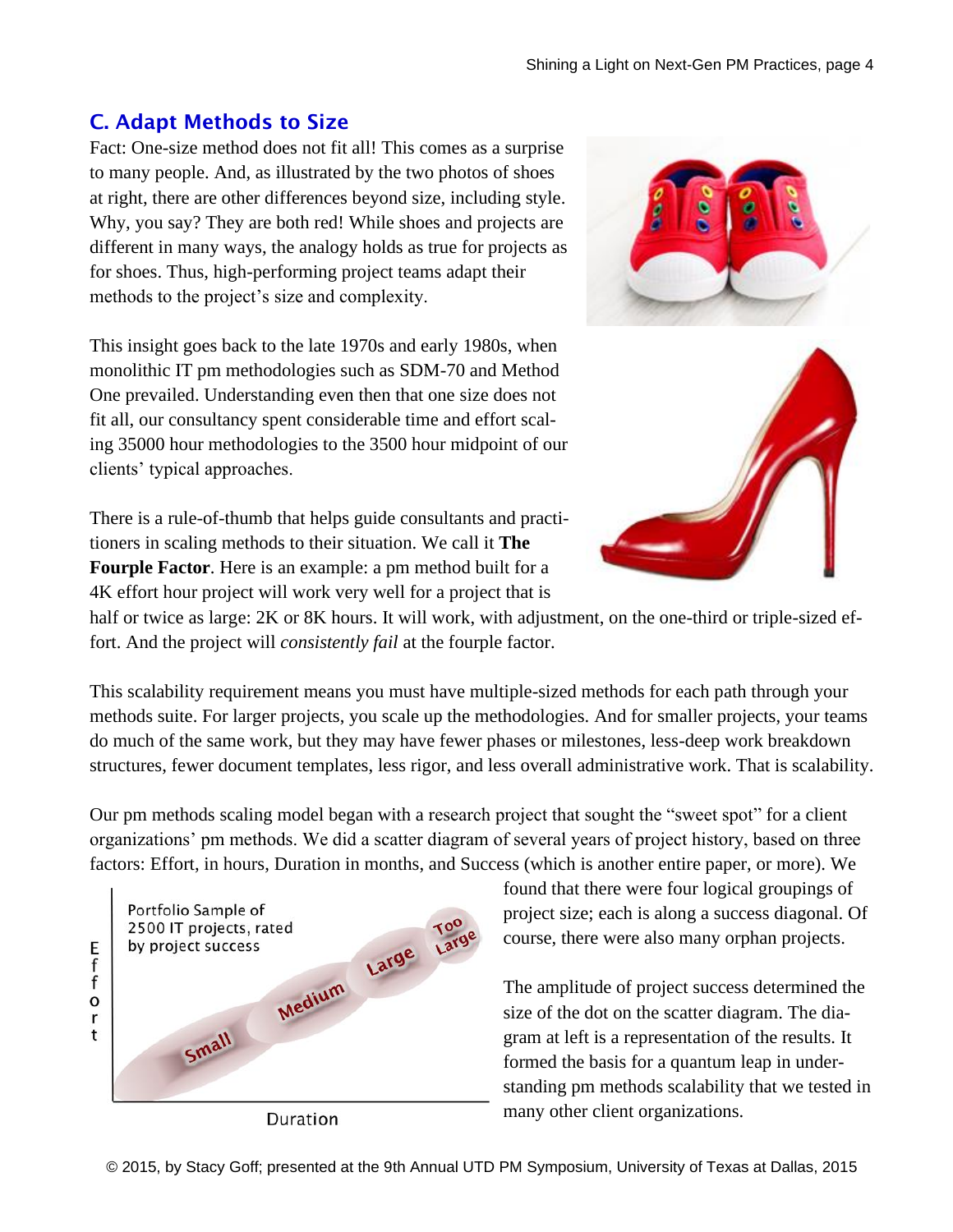## C. Adapt Methods to Size

Fact: One-size method does not fit all! This comes as a surprise to many people. And, as illustrated by the two photos of shoes at right, there are other differences beyond size, including style. Why, you say? They are both red! While shoes and projects are different in many ways, the analogy holds as true for projects as for shoes. Thus, high-performing project teams adapt their methods to the project's size and complexity.

This insight goes back to the late 1970s and early 1980s, when monolithic IT pm methodologies such as SDM-70 and Method One prevailed. Understanding even then that one size does not fit all, our consultancy spent considerable time and effort scaling 35000 hour methodologies to the 3500 hour midpoint of our clients' typical approaches.

There is a rule-of-thumb that helps guide consultants and practitioners in scaling methods to their situation. We call it **The Fourple Factor**. Here is an example: a pm method built for a 4K effort hour project will work very well for a project that is half or twice as large: 2K or 8K hours. It will work, with adjustment, on the one-third or triple-sized effort. And the project will *consistently fail* at the fourple factor.

This scalability requirement means you must have multiple-sized methods for each path through your methods suite. For larger projects, you scale up the methodologies. And for smaller projects, your teams do much of the same work, but they may have fewer phases or milestones, less-deep work breakdown structures, fewer document templates, less rigor, and less overall administrative work. That is scalability.

Our pm methods scaling model began with a research project that sought the "sweet spot" for a client organizations' pm methods. We did a scatter diagram of several years of project history, based on three factors: Effort, in hours, Duration in months, and Success (which is another entire paper, or more). We found that there were four logical groupings of project size; each is along a success diagonal. Of course, there were also many orphan projects.

The amplitude of project success determined the size of the dot on the scatter diagram. The diagram at left is a representation of the results. It formed the basis for a quantum leap in understanding pm methods scalability that we tested in many other client organizations.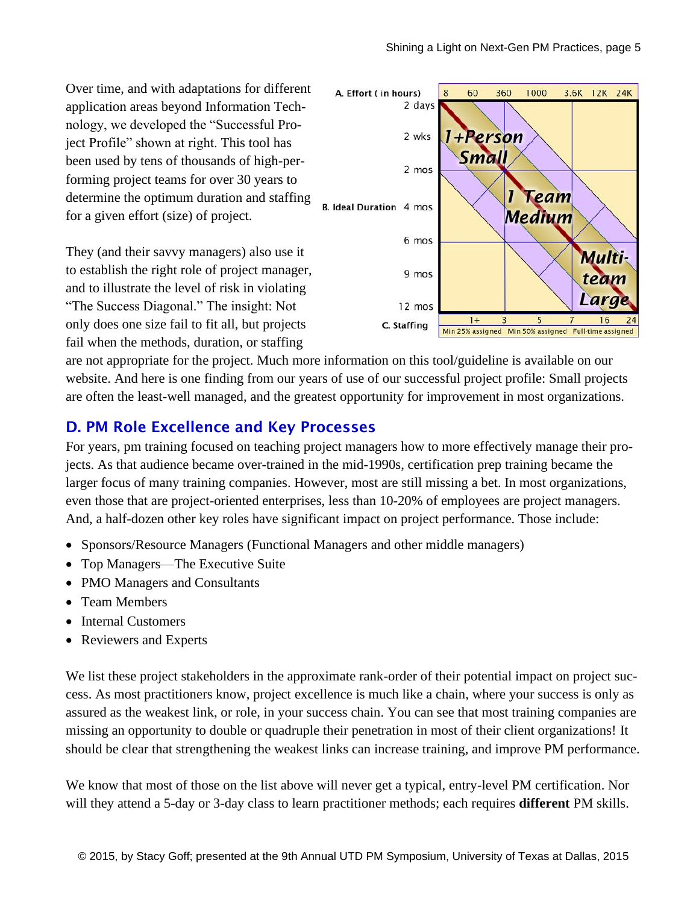Over time, and with adaptations for different application areas beyond Information Technology, we developed the "Successful Project Profile" shown at right. This tool has been used by tens of thousands of high-performing project teams for over 30 years to determine the optimum duration and staffing for a given effort (size) of project.

They (and their savvy managers) also use it to establish the right role of project manager, and to illustrate the level of risk in violating "The Success Diagonal." The insight: Not only does one size fail to fit all, but projects fail when the methods, duration, or staffing are not appropriate for the project. Much more information on this tool/guideline is available on our website. And here is one finding from our years of use of our successful project profile: Small projects are often the least-well managed, and the greatest opportunity for improvement in most organizations.

## D. PM Role Excellence and Key Processes

For years, pm training focused on teaching project managers how to more effectively manage their projects. As that audience became over-trained in the mid-1990s, certification prep training became the larger focus of many training companies. However, most are still missing a bet. In most organizations, even those that are project-oriented enterprises, less than 10-20% of employees are project managers. And, a half-dozen other key roles have significant impact on project performance. Those include:

- Sponsors/Resource Managers (Functional Managers and other middle managers)
- Top Managers—The Executive Suite
- PMO Managers and Consultants
- Team Members
- Internal Customers
- Reviewers and Experts

We list these project stakeholders in the approximate rank-order of their potential impact on project success. As most practitioners know, project excellence is much like a chain, where your success is only as assured as the weakest link, or role, in your success chain. You can see that most training companies are missing an opportunity to double or quadruple their penetration in most of their client organizations! It should be clear that strengthening the weakest links can increase training, and improve PM performance.

We know that most of those on the list above will never get a typical, entry-level PM certification. Nor will they attend a 5-day or 3-day class to learn practitioner methods; each requires **different** PM skills.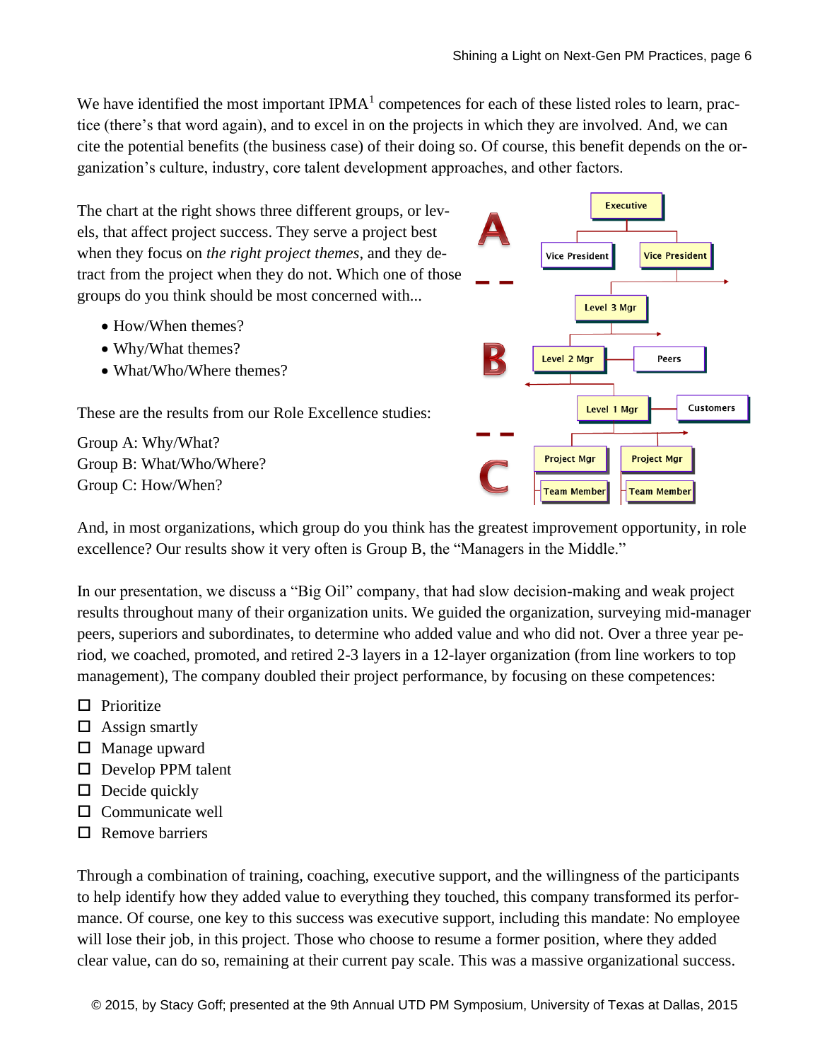We have identified the most important IPMA[1] competences for each of these listed roles to learn, practice (there's that word again), and to excel in on the projects in which they are involved. And, we can cite the potential benefits (the business case) of their doing so. Of course, this benefit depends on the organization's culture, industry, core talent development approaches, and other factors.

The chart at the right shows three different groups, or levels, that affect project success. They serve a project best when they focus on *the right project themes*, and they detract from the project when they do not. Which one of those groups do you think should be most concerned with...

- How/When themes?
- Why/What themes?
- What/Who/Where themes?

These are the results from our Role Excellence studies:

Group A: Why/What?
Group B: What/Who/Where?
Group C: How/When?

And, in most organizations, which group do you think has the greatest improvement opportunity, in role excellence? Our results show it very often is Group B, the "Managers in the Middle."

In our presentation, we discuss a "Big Oil" company, that had slow decision-making and weak project results throughout many of their organization units. We guided the organization, surveying mid-manager peers, superiors and subordinates, to determine who added value and who did not. Over a three year period, we coached, promoted, and retired 2-3 layers in a 12-layer organization (from line workers to top management), The company doubled their project performance, by focusing on these competences:

- ☐ Prioritize
- ☐ Assign smartly
- ☐ Manage upward
- ☐ Develop PPM talent
- ☐ Decide quickly
- ☐ Communicate well
- ☐ Remove barriers

Through a combination of training, coaching, executive support, and the willingness of the participants to help identify how they added value to everything they touched, this company transformed its performance. Of course, one key to this success was executive support, including this mandate: No employee will lose their job, in this project. Those who choose to resume a former position, where they added clear value, can do so, remaining at their current pay scale. This was a massive organizational success.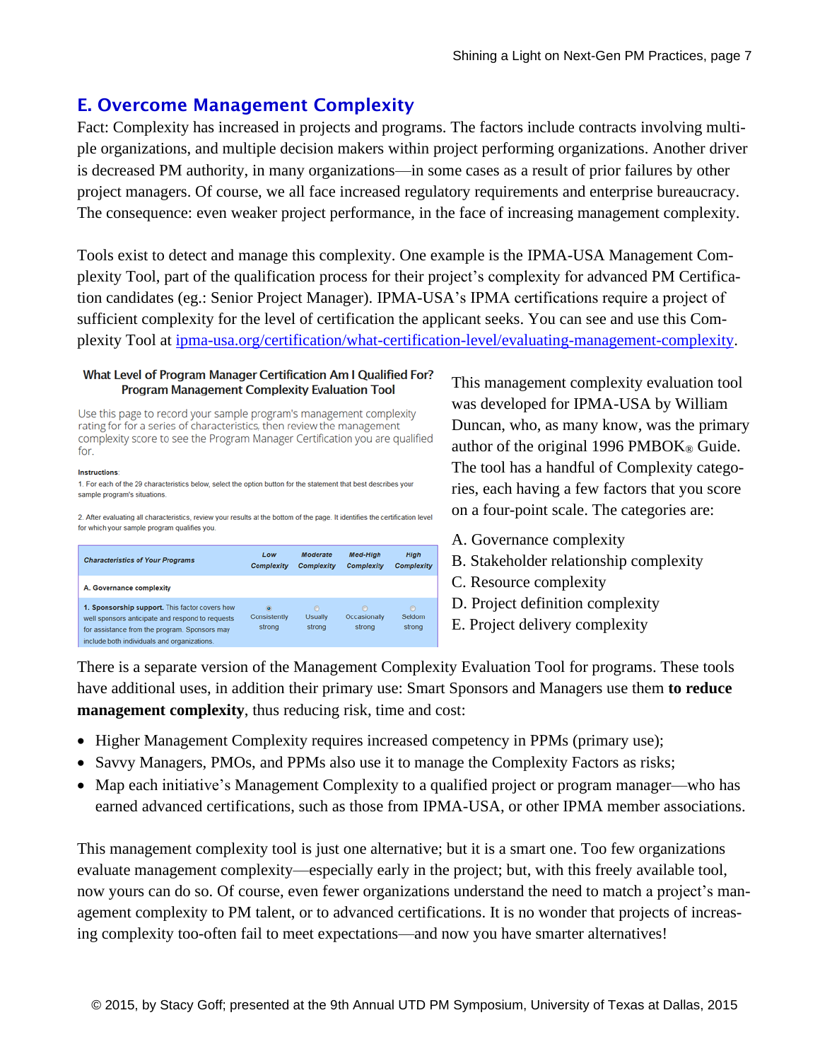## E. Overcome Management Complexity

Fact: Complexity has increased in projects and programs. The factors include contracts involving multiple organizations, and multiple decision makers within project performing organizations. Another driver is decreased PM authority, in many organizations—in some cases as a result of prior failures by other project managers. Of course, we all face increased regulatory requirements and enterprise bureaucracy. The consequence: even weaker project performance, in the face of increasing management complexity.

Tools exist to detect and manage this complexity. One example is the IPMA-USA Management Complexity Tool, part of the qualification process for their project's complexity for advanced PM Certification candidates (eg.: Senior Project Manager). IPMA-USA's IPMA certifications require a project of sufficient complexity for the level of certification the applicant seeks. You can see and use this Complexity Tool at [ipma-usa.org/certification/what-certification-level/evaluating-management-complexity](ipma-usa.org/certification/what-certification-level/evaluating-management-complexity).

**What Level of Program Manager Certification Am I Qualified For?**
**Program Management Complexity Evaluation Tool**

Use this page to record your sample program's management complexity rating for for a series of characteristics, then review the management complexity score to see the Program Manager Certification you are qualified for.

**Instructions**:

1. For each of the 29 characteristics below, select the option button for the statement that best describes your sample program's situations.

2. After evaluating all characteristics, review your results at the bottom of the page. It identifies the certification level for which your sample program qualifies you.

| *Characteristics of Your Programs* | *Low Complexity* | *Moderate Complexity* | *Med-High Complexity* | *High Complexity* |
|---|---|---|---|---|
| A. Governance complexity | | | | |
| **1. Sponsorship support.** This factor covers how well sponsors anticipate and respond to requests for assistance from the program. Sponsors may include both individuals and organizations. | Consistently strong | Usually strong | Occasionally strong | Seldom strong |

This management complexity evaluation tool was developed for IPMA-USA by William Duncan, who, as many know, was the primary author of the original 1996 PMBOK® Guide. The tool has a handful of Complexity categories, each having a few factors that you score on a four-point scale. The categories are:

A. Governance complexity
B. Stakeholder relationship complexity
C. Resource complexity
D. Project definition complexity
E. Project delivery complexity

There is a separate version of the Management Complexity Evaluation Tool for programs. These tools have additional uses, in addition their primary use: Smart Sponsors and Managers use them **to reduce management complexity**, thus reducing risk, time and cost:

- Higher Management Complexity requires increased competency in PPMs (primary use);
- Savvy Managers, PMOs, and PPMs also use it to manage the Complexity Factors as risks;
- Map each initiative's Management Complexity to a qualified project or program manager—who has earned advanced certifications, such as those from IPMA-USA, or other IPMA member associations.

This management complexity tool is just one alternative; but it is a smart one. Too few organizations evaluate management complexity—especially early in the project; but, with this freely available tool, now yours can do so. Of course, even fewer organizations understand the need to match a project's management complexity to PM talent, or to advanced certifications. It is no wonder that projects of increasing complexity too-often fail to meet expectations—and now you have smarter alternatives!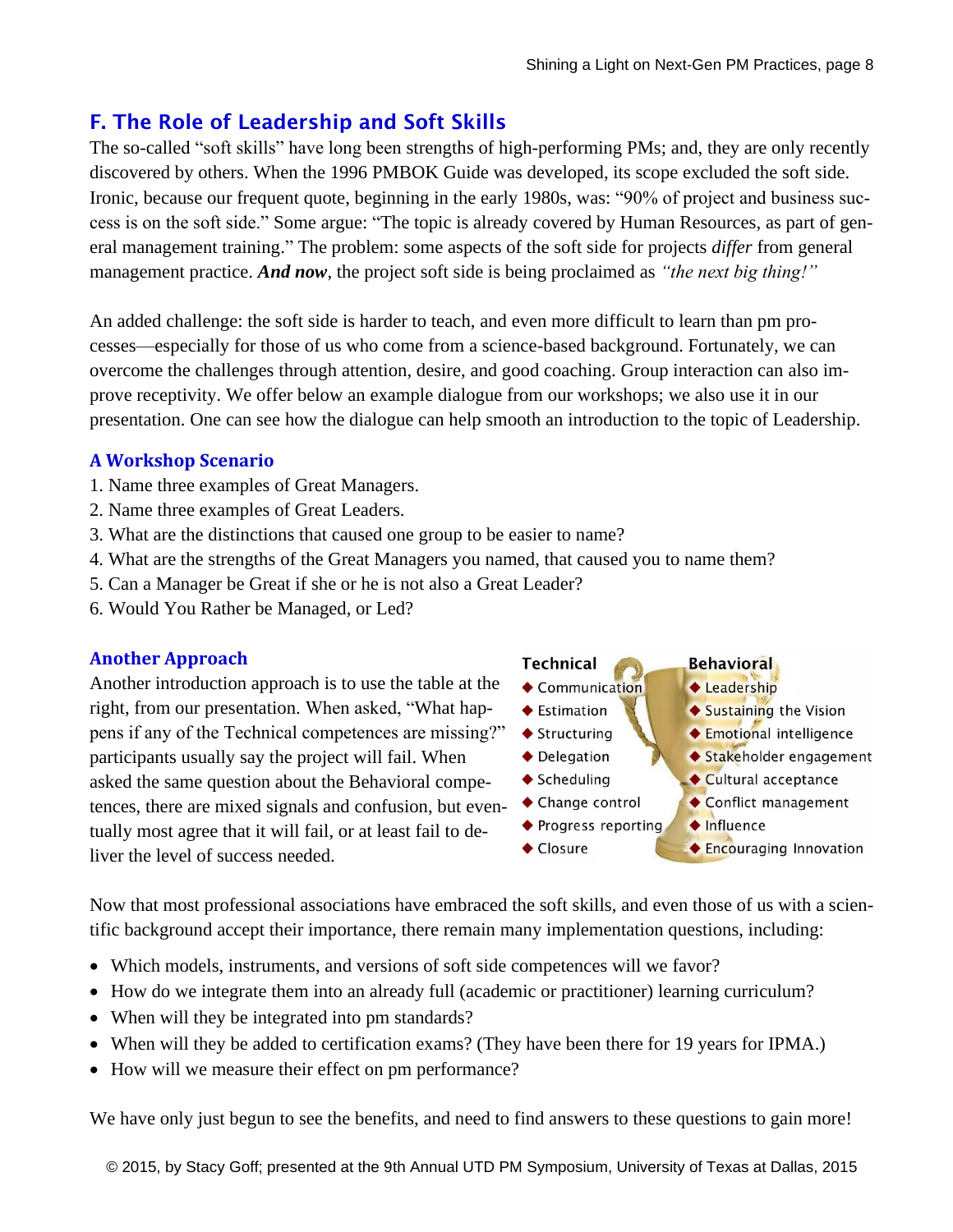## F. The Role of Leadership and Soft Skills

The so-called "soft skills" have long been strengths of high-performing PMs; and, they are only recently discovered by others. When the 1996 PMBOK Guide was developed, its scope excluded the soft side. Ironic, because our frequent quote, beginning in the early 1980s, was: "90% of project and business success is on the soft side." Some argue: "The topic is already covered by Human Resources, as part of general management training." The problem: some aspects of the soft side for projects *differ* from general management practice. ***And now***, the project soft side is being proclaimed as *"the next big thing!"*

An added challenge: the soft side is harder to teach, and even more difficult to learn than pm processes—especially for those of us who come from a science-based background. Fortunately, we can overcome the challenges through attention, desire, and good coaching. Group interaction can also improve receptivity. We offer below an example dialogue from our workshops; we also use it in our presentation. One can see how the dialogue can help smooth an introduction to the topic of Leadership.

### A Workshop Scenario

1. Name three examples of Great Managers.
2. Name three examples of Great Leaders.
3. What are the distinctions that caused one group to be easier to name?
4. What are the strengths of the Great Managers you named, that caused you to name them?
5. Can a Manager be Great if she or he is not also a Great Leader?
6. Would You Rather be Managed, or Led?

### Another Approach

Another introduction approach is to use the table at the right, from our presentation. When asked, "What happens if any of the Technical competences are missing?" participants usually say the project will fail. When asked the same question about the Behavioral competences, there are mixed signals and confusion, but eventually most agree that it will fail, or at least fail to deliver the level of success needed.

| Technical | Behavioral |
| --- | --- |
| ◆ Communication | ◆ Leadership |
| ◆ Estimation | ◆ Sustaining the Vision |
| ◆ Structuring | ◆ Emotional intelligence |
| ◆ Delegation | ◆ Stakeholder engagement |
| ◆ Scheduling | ◆ Cultural acceptance |
| ◆ Change control | ◆ Conflict management |
| ◆ Progress reporting | ◆ Influence |
| ◆ Closure | ◆ Encouraging Innovation |

Now that most professional associations have embraced the soft skills, and even those of us with a scientific background accept their importance, there remain many implementation questions, including:

- Which models, instruments, and versions of soft side competences will we favor?
- How do we integrate them into an already full (academic or practitioner) learning curriculum?
- When will they be integrated into pm standards?
- When will they be added to certification exams? (They have been there for 19 years for IPMA.)
- How will we measure their effect on pm performance?

We have only just begun to see the benefits, and need to find answers to these questions to gain more!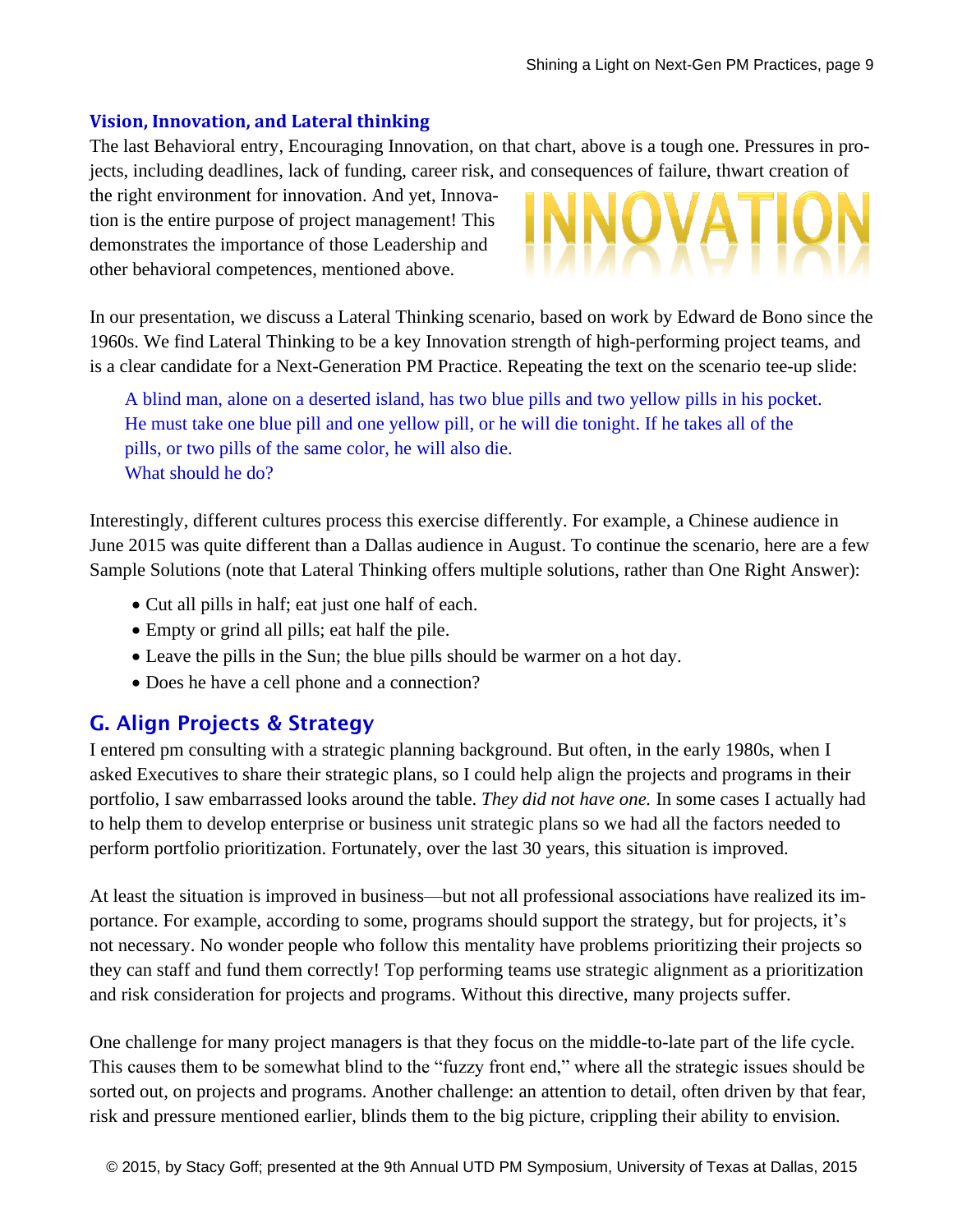### Vision, Innovation, and Lateral thinking

The last Behavioral entry, Encouraging Innovation, on that chart, above is a tough one. Pressures in projects, including deadlines, lack of funding, career risk, and consequences of failure, thwart creation of the right environment for innovation. And yet, Innovation is the entire purpose of project management! This demonstrates the importance of those Leadership and other behavioral competences, mentioned above.

In our presentation, we discuss a Lateral Thinking scenario, based on work by Edward de Bono since the 1960s. We find Lateral Thinking to be a key Innovation strength of high-performing project teams, and is a clear candidate for a Next-Generation PM Practice. Repeating the text on the scenario tee-up slide:

> A blind man, alone on a deserted island, has two blue pills and two yellow pills in his pocket. He must take one blue pill and one yellow pill, or he will die tonight. If he takes all of the pills, or two pills of the same color, he will also die.
> What should he do?

Interestingly, different cultures process this exercise differently. For example, a Chinese audience in June 2015 was quite different than a Dallas audience in August. To continue the scenario, here are a few Sample Solutions (note that Lateral Thinking offers multiple solutions, rather than One Right Answer):

- Cut all pills in half; eat just one half of each.
- Empty or grind all pills; eat half the pile.
- Leave the pills in the Sun; the blue pills should be warmer on a hot day.
- Does he have a cell phone and a connection?

## G. Align Projects & Strategy

I entered pm consulting with a strategic planning background. But often, in the early 1980s, when I asked Executives to share their strategic plans, so I could help align the projects and programs in their portfolio, I saw embarrassed looks around the table. *They did not have one.* In some cases I actually had to help them to develop enterprise or business unit strategic plans so we had all the factors needed to perform portfolio prioritization. Fortunately, over the last 30 years, this situation is improved.

At least the situation is improved in business—but not all professional associations have realized its importance. For example, according to some, programs should support the strategy, but for projects, it's not necessary. No wonder people who follow this mentality have problems prioritizing their projects so they can staff and fund them correctly! Top performing teams use strategic alignment as a prioritization and risk consideration for projects and programs. Without this directive, many projects suffer.

One challenge for many project managers is that they focus on the middle-to-late part of the life cycle. This causes them to be somewhat blind to the "fuzzy front end," where all the strategic issues should be sorted out, on projects and programs. Another challenge: an attention to detail, often driven by that fear, risk and pressure mentioned earlier, blinds them to the big picture, crippling their ability to envision.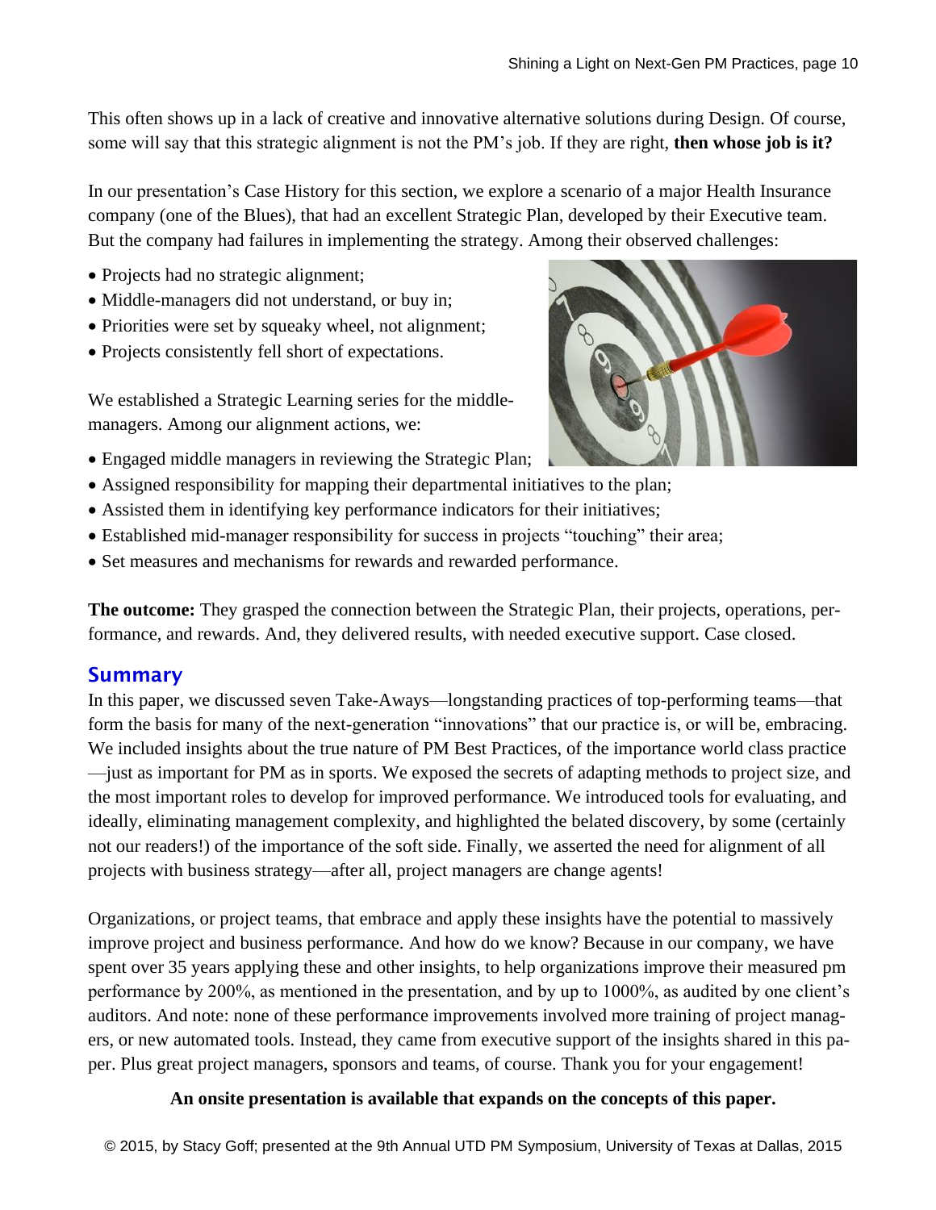This often shows up in a lack of creative and innovative alternative solutions during Design. Of course, some will say that this strategic alignment is not the PM's job. If they are right, **then whose job is it?**

In our presentation's Case History for this section, we explore a scenario of a major Health Insurance company (one of the Blues), that had an excellent Strategic Plan, developed by their Executive team. But the company had failures in implementing the strategy. Among their observed challenges:

- Projects had no strategic alignment;
- Middle-managers did not understand, or buy in;
- Priorities were set by squeaky wheel, not alignment;
- Projects consistently fell short of expectations.

We established a Strategic Learning series for the middle-managers. Among our alignment actions, we:

- Engaged middle managers in reviewing the Strategic Plan;
- Assigned responsibility for mapping their departmental initiatives to the plan;
- Assisted them in identifying key performance indicators for their initiatives;
- Established mid-manager responsibility for success in projects "touching" their area;
- Set measures and mechanisms for rewards and rewarded performance.

**The outcome:** They grasped the connection between the Strategic Plan, their projects, operations, performance, and rewards. And, they delivered results, with needed executive support. Case closed.

## Summary

In this paper, we discussed seven Take-Aways—longstanding practices of top-performing teams—that form the basis for many of the next-generation "innovations" that our practice is, or will be, embracing. We included insights about the true nature of PM Best Practices, of the importance world class practice —just as important for PM as in sports. We exposed the secrets of adapting methods to project size, and the most important roles to develop for improved performance. We introduced tools for evaluating, and ideally, eliminating management complexity, and highlighted the belated discovery, by some (certainly not our readers!) of the importance of the soft side. Finally, we asserted the need for alignment of all projects with business strategy—after all, project managers are change agents!

Organizations, or project teams, that embrace and apply these insights have the potential to massively improve project and business performance. And how do we know? Because in our company, we have spent over 35 years applying these and other insights, to help organizations improve their measured pm performance by 200%, as mentioned in the presentation, and by up to 1000%, as audited by one client's auditors. And note: none of these performance improvements involved more training of project managers, or new automated tools. Instead, they came from executive support of the insights shared in this paper. Plus great project managers, sponsors and teams, of course. Thank you for your engagement!

**An onsite presentation is available that expands on the concepts of this paper.**

© 2015, by Stacy Goff; presented at the 9th Annual UTD PM Symposium, University of Texas at Dallas, 2015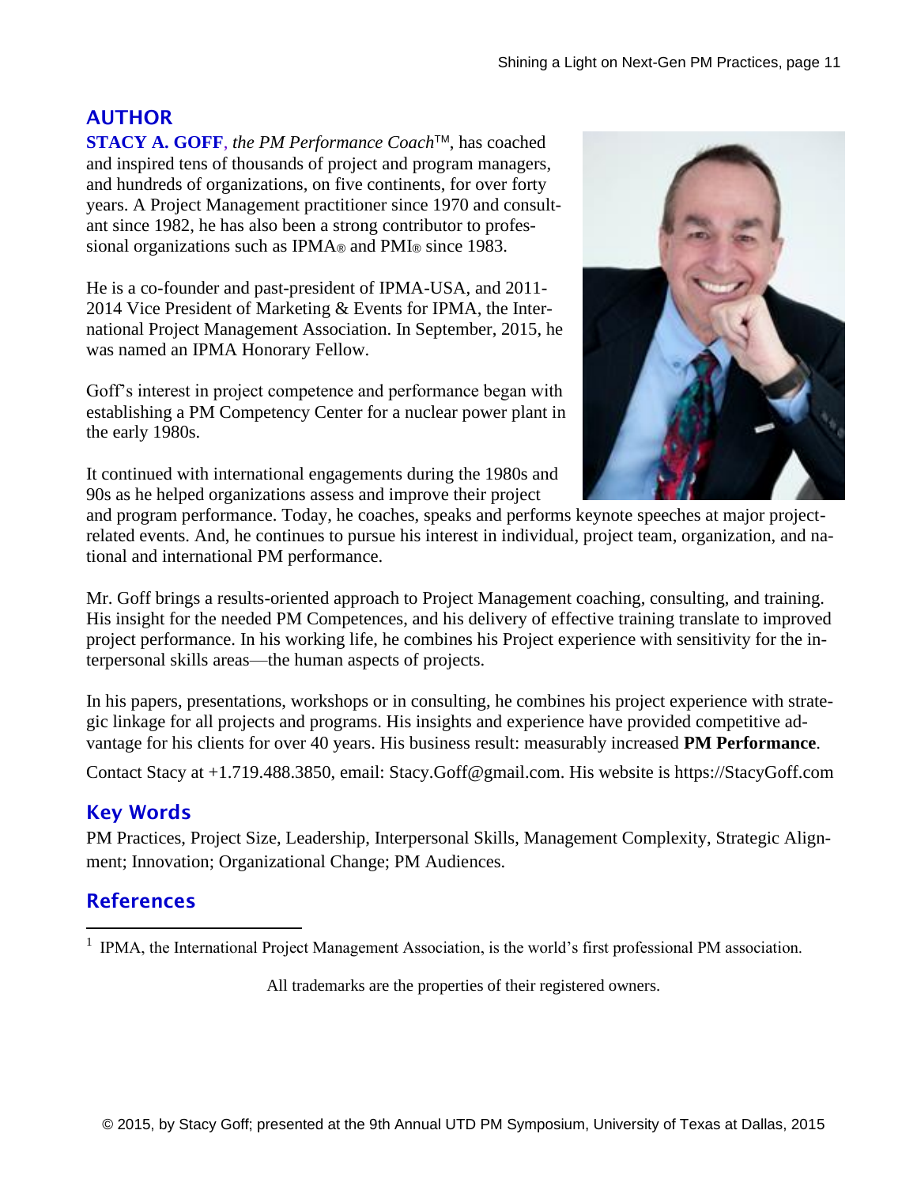## AUTHOR

**STACY A. GOFF**, *the PM Performance Coach*™, has coached and inspired tens of thousands of project and program managers, and hundreds of organizations, on five continents, for over forty years. A Project Management practitioner since 1970 and consultant since 1982, he has also been a strong contributor to professional organizations such as IPMA® and PMI® since 1983.

He is a co-founder and past-president of IPMA-USA, and 2011-2014 Vice President of Marketing & Events for IPMA, the International Project Management Association. In September, 2015, he was named an IPMA Honorary Fellow.

Goff's interest in project competence and performance began with establishing a PM Competency Center for a nuclear power plant in the early 1980s.

It continued with international engagements during the 1980s and 90s as he helped organizations assess and improve their project and program performance. Today, he coaches, speaks and performs keynote speeches at major project-related events. And, he continues to pursue his interest in individual, project team, organization, and national and international PM performance.

Mr. Goff brings a results-oriented approach to Project Management coaching, consulting, and training. His insight for the needed PM Competences, and his delivery of effective training translate to improved project performance. In his working life, he combines his Project experience with sensitivity for the interpersonal skills areas—the human aspects of projects.

In his papers, presentations, workshops or in consulting, he combines his project experience with strategic linkage for all projects and programs. His insights and experience have provided competitive advantage for his clients for over 40 years. His business result: measurably increased **PM Performance**.

Contact Stacy at +1.719.488.3850, email: Stacy.Goff@gmail.com. His website is https://StacyGoff.com

## Key Words

PM Practices, Project Size, Leadership, Interpersonal Skills, Management Complexity, Strategic Alignment; Innovation; Organizational Change; PM Audiences.

## References

[1] IPMA, the International Project Management Association, is the world's first professional PM association.

All trademarks are the properties of their registered owners.

© 2015, by Stacy Goff; presented at the 9th Annual UTD PM Symposium, University of Texas at Dallas, 2015